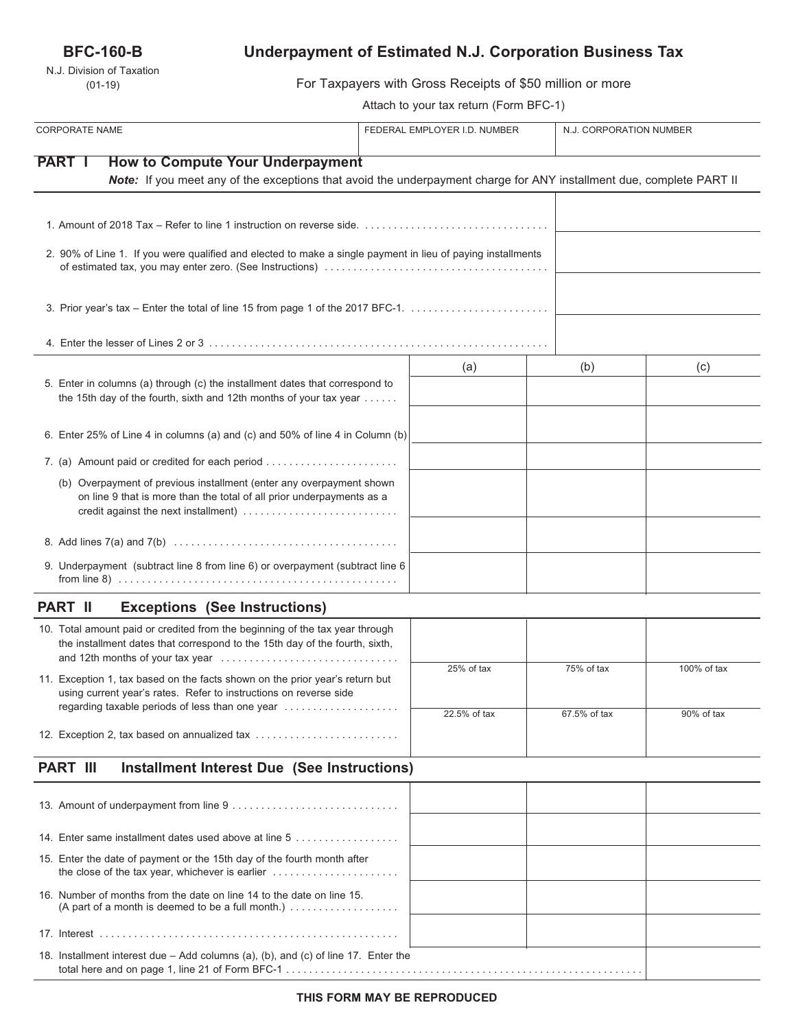**BFC-160-B**

N.J. Division of Taxation
(01-19)

# Underpayment of Estimated N.J. Corporation Business Tax

For Taxpayers with Gross Receipts of $50 million or more

Attach to your tax return (Form BFC-1)

| CORPORATE NAME | FEDERAL EMPLOYER I.D. NUMBER | N.J. CORPORATION NUMBER |
|---|---|---|
| | | |

## PART I How to Compute Your Underpayment

***Note:*** *If you meet any of the exceptions that avoid the underpayment charge for ANY installment due, complete PART II*

| | |
|---|---|
| 1. Amount of 2018 Tax – Refer to line 1 instruction on reverse side. | |
| 2. 90% of Line 1. If you were qualified and elected to make a single payment in lieu of paying installments of estimated tax, you may enter zero. (See Instructions) | |
| 3. Prior year's tax – Enter the total of line 15 from page 1 of the 2017 BFC-1. | |
| 4. Enter the lesser of Lines 2 or 3 | |

| | (a) | (b) | (c) |
|---|---|---|---|
| 5. Enter in columns (a) through (c) the installment dates that correspond to the 15th day of the fourth, sixth and 12th months of your tax year | | | |
| 6. Enter 25% of Line 4 in columns (a) and (c) and 50% of line 4 in Column (b) | | | |
| 7. (a) Amount paid or credited for each period | | | |
| (b) Overpayment of previous installment (enter any overpayment shown on line 9 that is more than the total of all prior underpayments as a credit against the next installment) | | | |
| 8. Add lines 7(a) and 7(b) | | | |
| 9. Underpayment (subtract line 8 from line 6) or overpayment (subtract line 6 from line 8) | | | |

## PART II Exceptions (See Instructions)

| | | | |
|---|---|---|---|
| 10. Total amount paid or credited from the beginning of the tax year through the installment dates that correspond to the 15th day of the fourth, sixth, and 12th months of your tax year | | | |
| 11. Exception 1, tax based on the facts shown on the prior year's return but using current year's rates. Refer to instructions on reverse side regarding taxable periods of less than one year | 25% of tax | 75% of tax | 100% of tax |
| 12. Exception 2, tax based on annualized tax | 22.5% of tax | 67.5% of tax | 90% of tax |

## PART III Installment Interest Due (See Instructions)

| | | | |
|---|---|---|---|
| 13. Amount of underpayment from line 9 | | | |
| 14. Enter same installment dates used above at line 5 | | | |
| 15. Enter the date of payment or the 15th day of the fourth month after the close of the tax year, whichever is earlier | | | |
| 16. Number of months from the date on line 14 to the date on line 15. (A part of a month is deemed to be a full month.) | | | |
| 17. Interest | | | |
| 18. Installment interest due – Add columns (a), (b), and (c) of line 17. Enter the total here and on page 1, line 21 of Form BFC-1 | | | |

**THIS FORM MAY BE REPRODUCED**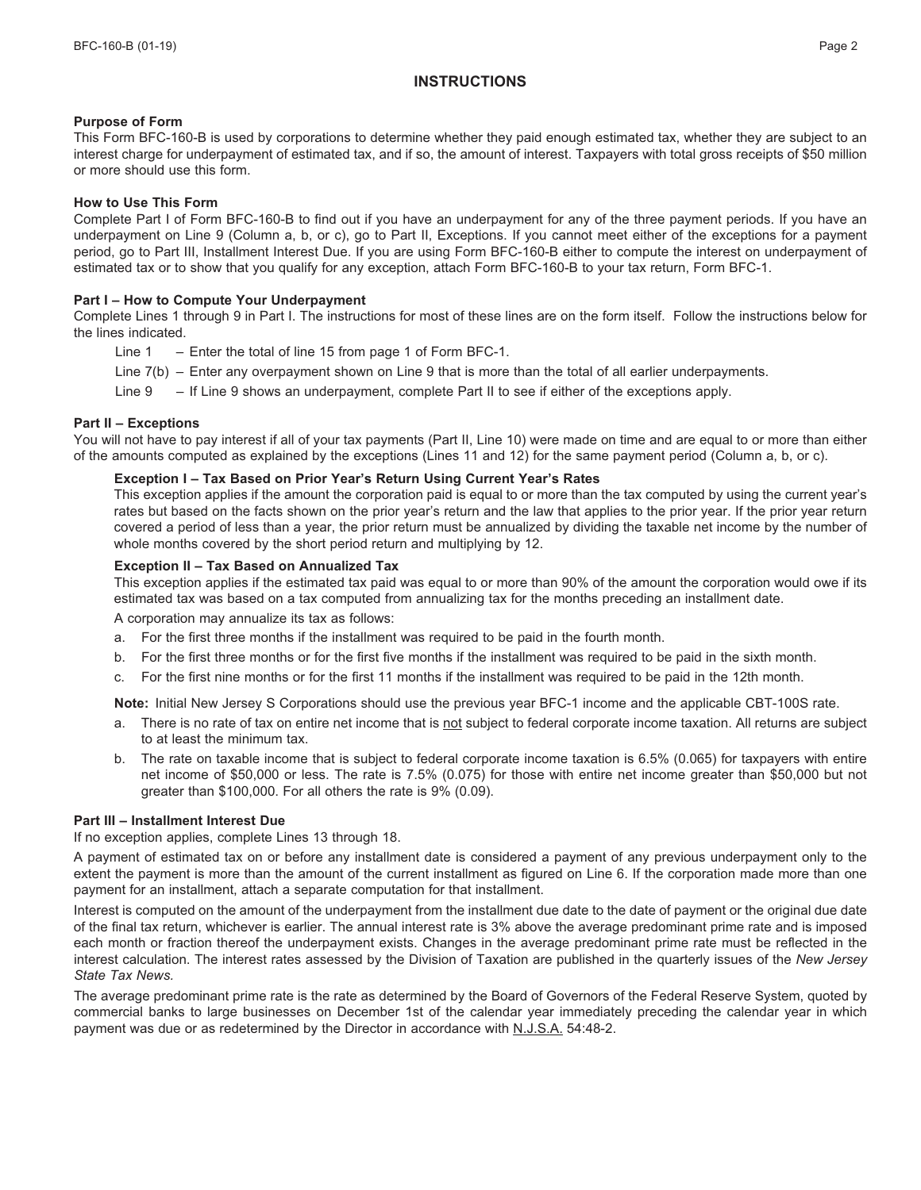# INSTRUCTIONS

### Purpose of Form

This Form BFC-160-B is used by corporations to determine whether they paid enough estimated tax, whether they are subject to an interest charge for underpayment of estimated tax, and if so, the amount of interest. Taxpayers with total gross receipts of $50 million or more should use this form.

### How to Use This Form

Complete Part I of Form BFC-160-B to find out if you have an underpayment for any of the three payment periods. If you have an underpayment on Line 9 (Column a, b, or c), go to Part II, Exceptions. If you cannot meet either of the exceptions for a payment period, go to Part III, Installment Interest Due. If you are using Form BFC-160-B either to compute the interest on underpayment of estimated tax or to show that you qualify for any exception, attach Form BFC-160-B to your tax return, Form BFC-1.

### Part I – How to Compute Your Underpayment

Complete Lines 1 through 9 in Part I. The instructions for most of these lines are on the form itself. Follow the instructions below for the lines indicated.

- Line 1 – Enter the total of line 15 from page 1 of Form BFC-1.
- Line 7(b) – Enter any overpayment shown on Line 9 that is more than the total of all earlier underpayments.
- Line 9 – If Line 9 shows an underpayment, complete Part II to see if either of the exceptions apply.

### Part II – Exceptions

You will not have to pay interest if all of your tax payments (Part II, Line 10) were made on time and are equal to or more than either of the amounts computed as explained by the exceptions (Lines 11 and 12) for the same payment period (Column a, b, or c).

**Exception I – Tax Based on Prior Year's Return Using Current Year's Rates**

This exception applies if the amount the corporation paid is equal to or more than the tax computed by using the current year's rates but based on the facts shown on the prior year's return and the law that applies to the prior year. If the prior year return covered a period of less than a year, the prior return must be annualized by dividing the taxable net income by the number of whole months covered by the short period return and multiplying by 12.

**Exception II – Tax Based on Annualized Tax**

This exception applies if the estimated tax paid was equal to or more than 90% of the amount the corporation would owe if its estimated tax was based on a tax computed from annualizing tax for the months preceding an installment date.

A corporation may annualize its tax as follows:

a. For the first three months if the installment was required to be paid in the fourth month.

b. For the first three months or for the first five months if the installment was required to be paid in the sixth month.

c. For the first nine months or for the first 11 months if the installment was required to be paid in the 12th month.

**Note:** Initial New Jersey S Corporations should use the previous year BFC-1 income and the applicable CBT-100S rate.

a. There is no rate of tax on entire net income that is not subject to federal corporate income taxation. All returns are subject to at least the minimum tax.

b. The rate on taxable income that is subject to federal corporate income taxation is 6.5% (0.065) for taxpayers with entire net income of $50,000 or less. The rate is 7.5% (0.075) for those with entire net income greater than $50,000 but not greater than $100,000. For all others the rate is 9% (0.09).

### Part III – Installment Interest Due

If no exception applies, complete Lines 13 through 18.

A payment of estimated tax on or before any installment date is considered a payment of any previous underpayment only to the extent the payment is more than the amount of the current installment as figured on Line 6. If the corporation made more than one payment for an installment, attach a separate computation for that installment.

Interest is computed on the amount of the underpayment from the installment due date to the date of payment or the original due date of the final tax return, whichever is earlier. The annual interest rate is 3% above the average predominant prime rate and is imposed each month or fraction thereof the underpayment exists. Changes in the average predominant prime rate must be reflected in the interest calculation. The interest rates assessed by the Division of Taxation are published in the quarterly issues of the *New Jersey State Tax News.*

The average predominant prime rate is the rate as determined by the Board of Governors of the Federal Reserve System, quoted by commercial banks to large businesses on December 1st of the calendar year immediately preceding the calendar year in which payment was due or as redetermined by the Director in accordance with N.J.S.A. 54:48-2.